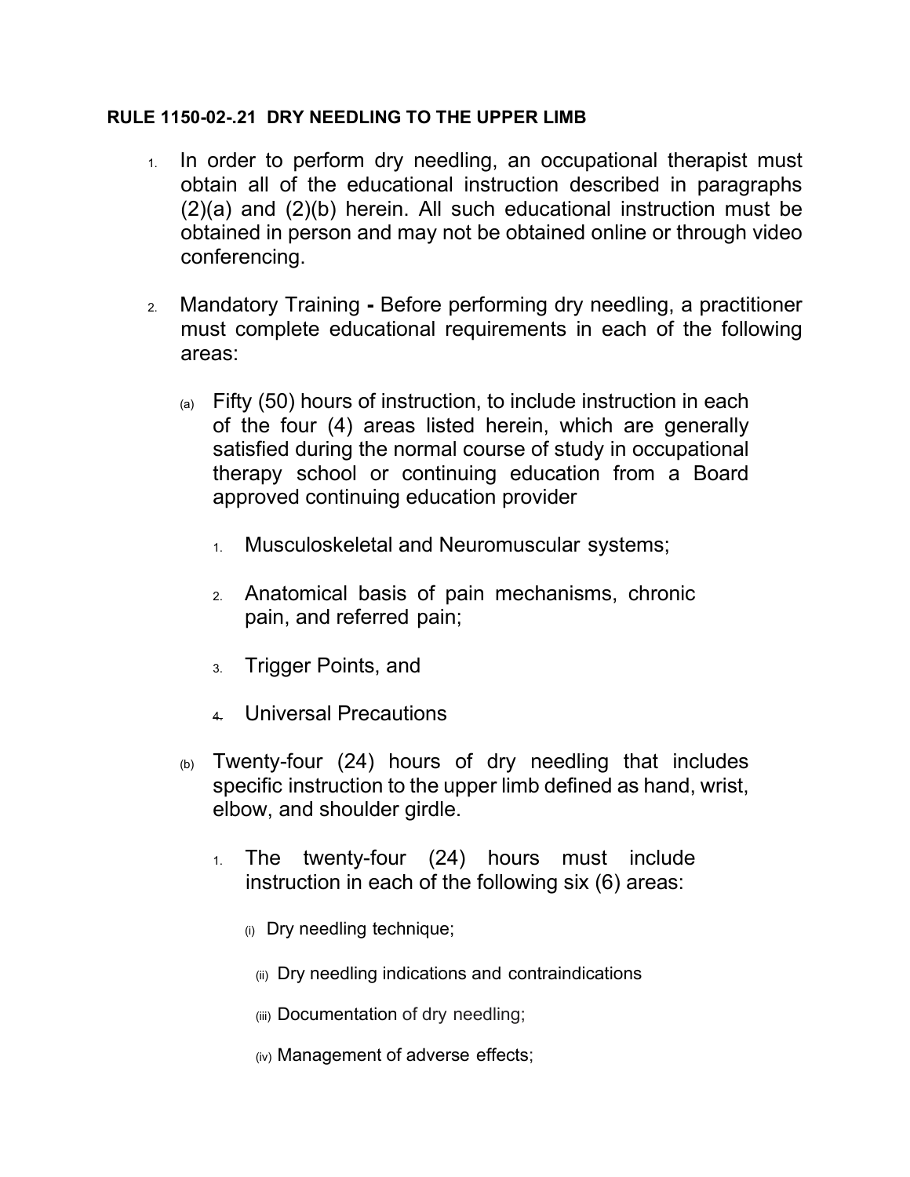**RULE 1150-02-.21 DRY NEEDLING TO THE UPPER LIMB**

1. In order to perform dry needling, an occupational therapist must obtain all of the educational instruction described in paragraphs (2)(a) and (2)(b) herein. All such educational instruction must be obtained in person and may not be obtained online or through video conferencing.

2. Mandatory Training **-** Before performing dry needling, a practitioner must complete educational requirements in each of the following areas:

   (a) Fifty (50) hours of instruction, to include instruction in each of the four (4) areas listed herein, which are generally satisfied during the normal course of study in occupational therapy school or continuing education from a Board approved continuing education provider

      1. Musculoskeletal and Neuromuscular systems;

      2. Anatomical basis of pain mechanisms, chronic pain, and referred pain;

      3. Trigger Points, and

      4. Universal Precautions

   (b) Twenty-four (24) hours of dry needling that includes specific instruction to the upper limb defined as hand, wrist, elbow, and shoulder girdle.

      1. The twenty-four (24) hours must include instruction in each of the following six (6) areas:

         (i) Dry needling technique;

         (ii) Dry needling indications and contraindications

         (iii) Documentation of dry needling;

         (iv) Management of adverse effects;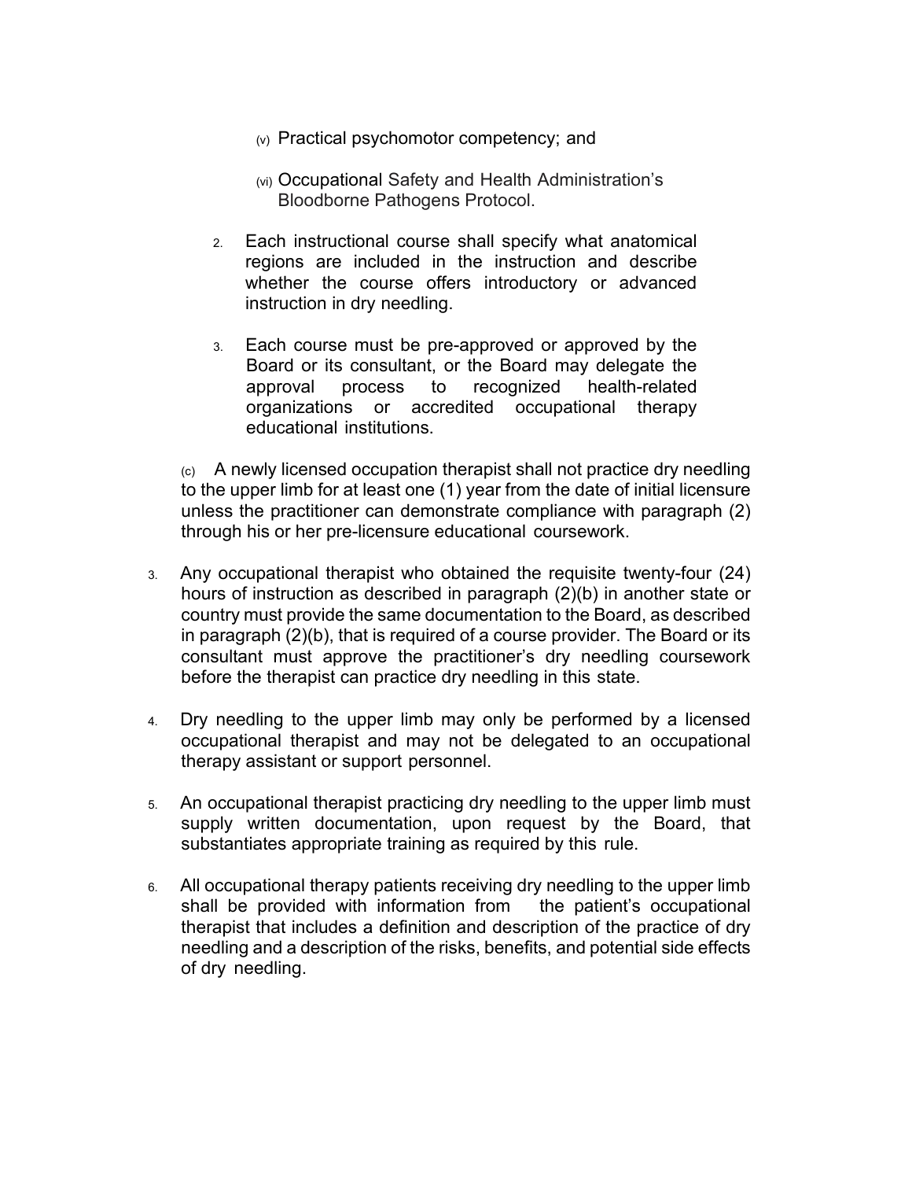(v) Practical psychomotor competency; and

(vi) Occupational Safety and Health Administration's Bloodborne Pathogens Protocol.

2. Each instructional course shall specify what anatomical regions are included in the instruction and describe whether the course offers introductory or advanced instruction in dry needling.

3. Each course must be pre-approved or approved by the Board or its consultant, or the Board may delegate the approval process to recognized health-related organizations or accredited occupational therapy educational institutions.

(c) A newly licensed occupation therapist shall not practice dry needling to the upper limb for at least one (1) year from the date of initial licensure unless the practitioner can demonstrate compliance with paragraph (2) through his or her pre-licensure educational coursework.

3. Any occupational therapist who obtained the requisite twenty-four (24) hours of instruction as described in paragraph (2)(b) in another state or country must provide the same documentation to the Board, as described in paragraph (2)(b), that is required of a course provider. The Board or its consultant must approve the practitioner's dry needling coursework before the therapist can practice dry needling in this state.

4. Dry needling to the upper limb may only be performed by a licensed occupational therapist and may not be delegated to an occupational therapy assistant or support personnel.

5. An occupational therapist practicing dry needling to the upper limb must supply written documentation, upon request by the Board, that substantiates appropriate training as required by this rule.

6. All occupational therapy patients receiving dry needling to the upper limb shall be provided with information from the patient's occupational therapist that includes a definition and description of the practice of dry needling and a description of the risks, benefits, and potential side effects of dry needling.